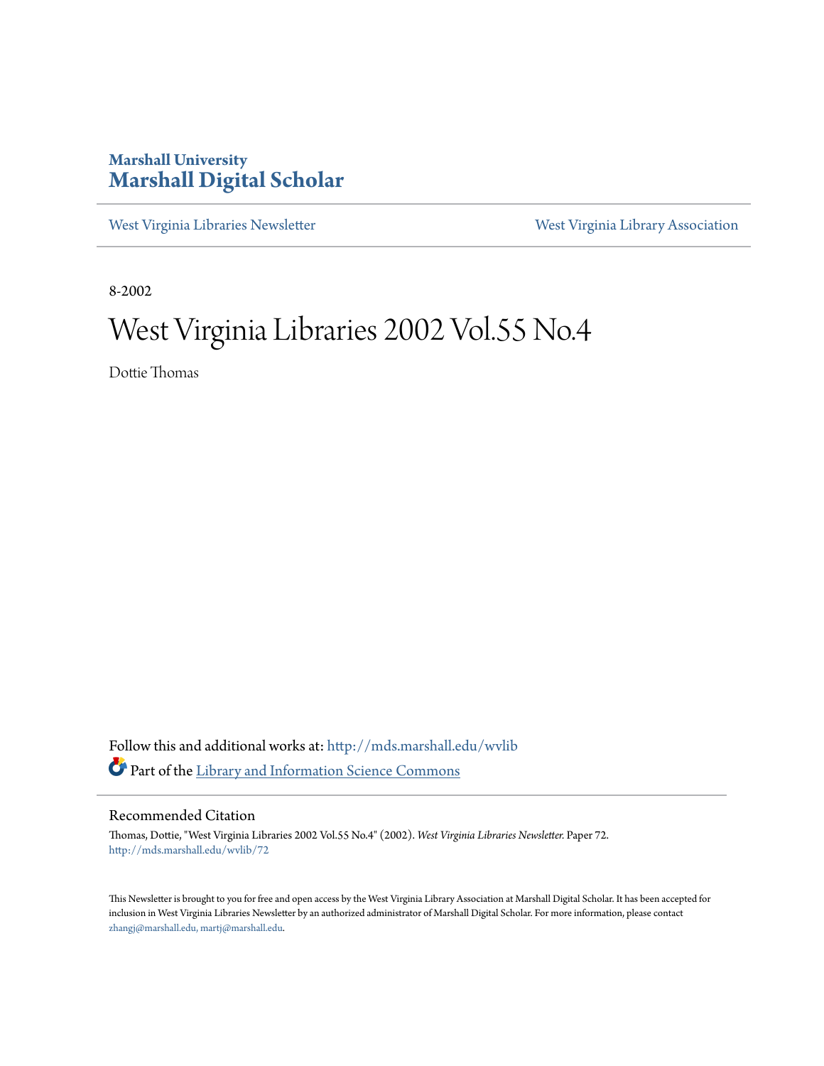# Marshall University
# Marshall Digital Scholar

West Virginia Libraries Newsletter | West Virginia Library Association

8-2002

# West Virginia Libraries 2002 Vol.55 No.4

Dottie Thomas

Follow this and additional works at: http://mds.marshall.edu/wvlib

Part of the Library and Information Science Commons

## Recommended Citation

Thomas, Dottie, "West Virginia Libraries 2002 Vol.55 No.4" (2002). *West Virginia Libraries Newsletter.* Paper 72.
http://mds.marshall.edu/wvlib/72

This Newsletter is brought to you for free and open access by the West Virginia Library Association at Marshall Digital Scholar. It has been accepted for inclusion in West Virginia Libraries Newsletter by an authorized administrator of Marshall Digital Scholar. For more information, please contact zhangj@marshall.edu, martj@marshall.edu.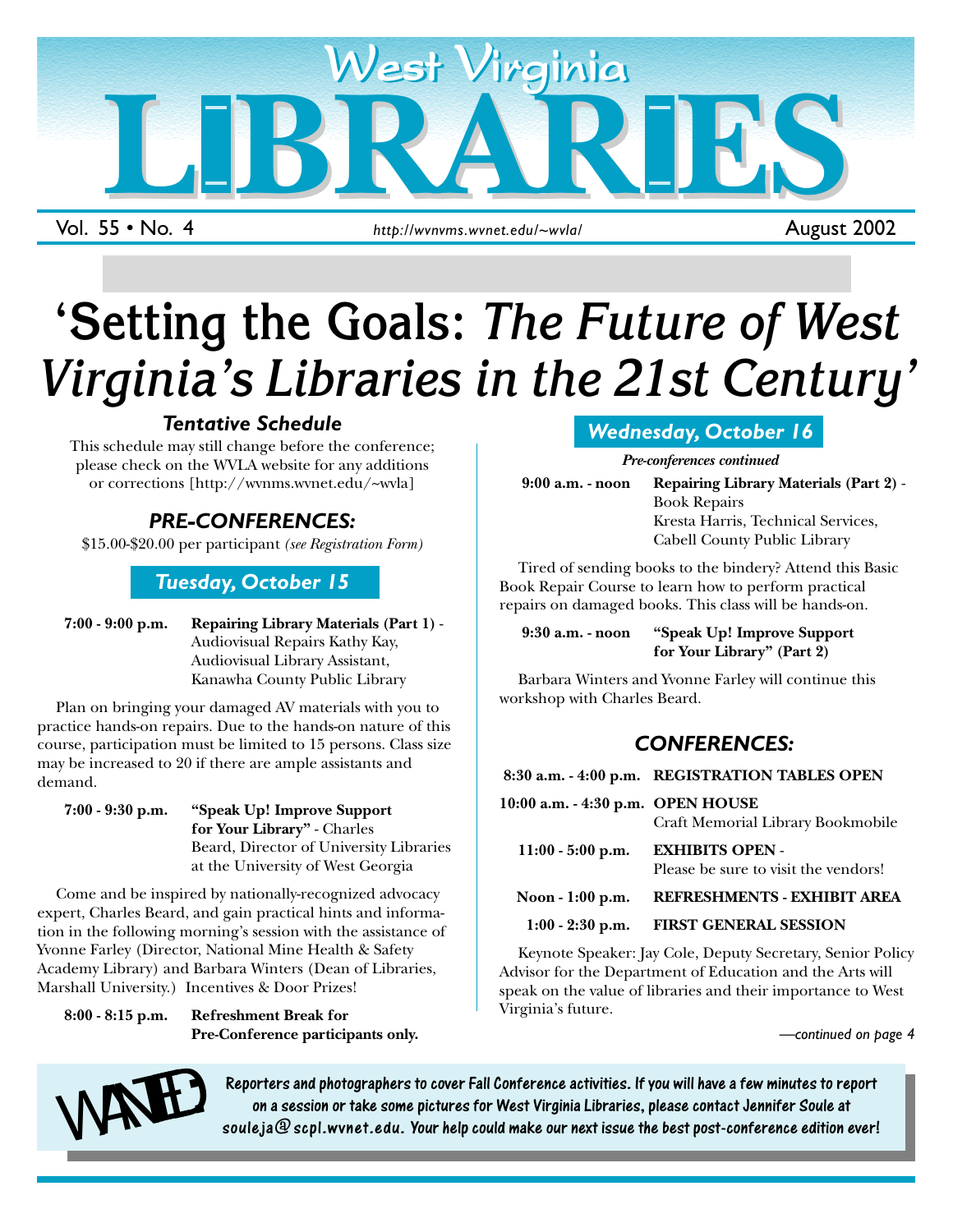# West Virginia LIBRARIES

Vol. 55 • No. 4 — http://wvnvms.wvnet.edu/~wvla/ — August 2002

# 'Setting the Goals: *The Future of West Virginia's Libraries in the 21st Century'*

### *Tentative Schedule*

This schedule may still change before the conference; please check on the WVLA website for any additions or corrections [http://wvnms.wvnet.edu/~wvla]

## *PRE-CONFERENCES:*

$15.00-$20.00 per participant *(see Registration Form)*

### *Tuesday, October 15*

**7:00 - 9:00 p.m.** **Repairing Library Materials (Part 1)** - Audiovisual Repairs Kathy Kay, Audiovisual Library Assistant, Kanawha County Public Library

Plan on bringing your damaged AV materials with you to practice hands-on repairs. Due to the hands-on nature of this course, participation must be limited to 15 persons. Class size may be increased to 20 if there are ample assistants and demand.

**7:00 - 9:30 p.m.** **"Speak Up! Improve Support for Your Library"** - Charles Beard, Director of University Libraries at the University of West Georgia

Come and be inspired by nationally-recognized advocacy expert, Charles Beard, and gain practical hints and information in the following morning's session with the assistance of Yvonne Farley (Director, National Mine Health & Safety Academy Library) and Barbara Winters (Dean of Libraries, Marshall University.) Incentives & Door Prizes!

**8:00 - 8:15 p.m.** **Refreshment Break for Pre-Conference participants only.**

### *Wednesday, October 16*

***Pre-conferences continued***

**9:00 a.m. - noon** **Repairing Library Materials (Part 2)** - Book Repairs Kresta Harris, Technical Services, Cabell County Public Library

Tired of sending books to the bindery? Attend this Basic Book Repair Course to learn how to perform practical repairs on damaged books. This class will be hands-on.

**9:30 a.m. - noon** **"Speak Up! Improve Support for Your Library" (Part 2)**

Barbara Winters and Yvonne Farley will continue this workshop with Charles Beard.

## *CONFERENCES:*

**8:30 a.m. - 4:00 p.m.** **REGISTRATION TABLES OPEN**

**10:00 a.m. - 4:30 p.m.** **OPEN HOUSE** Craft Memorial Library Bookmobile

**11:00 - 5:00 p.m.** **EXHIBITS OPEN** - Please be sure to visit the vendors!

**Noon - 1:00 p.m.** **REFRESHMENTS - EXHIBIT AREA**

**1:00 - 2:30 p.m.** **FIRST GENERAL SESSION**

Keynote Speaker: Jay Cole, Deputy Secretary, Senior Policy Advisor for the Department of Education and the Arts will speak on the value of libraries and their importance to West Virginia's future.

*—continued on page 4*

**WANTED** Reporters and photographers to cover Fall Conference activities. If you will have a few minutes to report on a session or take some pictures for West Virginia Libraries, please contact Jennifer Soule at souleja@scpl.wvnet.edu. Your help could make our next issue the best post-conference edition ever!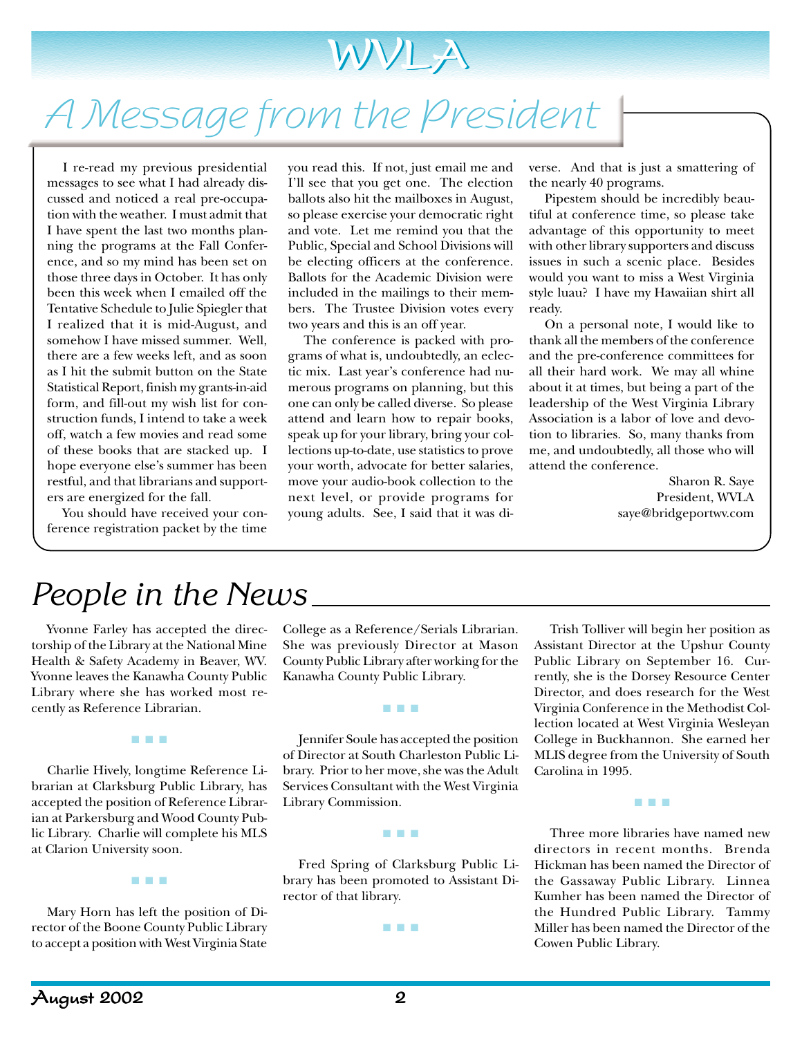# WVLA

## A Message from the President

I re-read my previous presidential messages to see what I had already discussed and noticed a real pre-occupation with the weather. I must admit that I have spent the last two months planning the programs at the Fall Conference, and so my mind has been set on those three days in October. It has only been this week when I emailed off the Tentative Schedule to Julie Spiegler that I realized that it is mid-August, and somehow I have missed summer. Well, there are a few weeks left, and as soon as I hit the submit button on the State Statistical Report, finish my grants-in-aid form, and fill-out my wish list for construction funds, I intend to take a week off, watch a few movies and read some of these books that are stacked up. I hope everyone else's summer has been restful, and that librarians and supporters are energized for the fall.

You should have received your conference registration packet by the time you read this. If not, just email me and I'll see that you get one. The election ballots also hit the mailboxes in August, so please exercise your democratic right and vote. Let me remind you that the Public, Special and School Divisions will be electing officers at the conference. Ballots for the Academic Division were included in the mailings to their members. The Trustee Division votes every two years and this is an off year.

The conference is packed with programs of what is, undoubtedly, an eclectic mix. Last year's conference had numerous programs on planning, but this one can only be called diverse. So please attend and learn how to repair books, speak up for your library, bring your collections up-to-date, use statistics to prove your worth, advocate for better salaries, move your audio-book collection to the next level, or provide programs for young adults. See, I said that it was diverse. And that is just a smattering of the nearly 40 programs.

Pipestem should be incredibly beautiful at conference time, so please take advantage of this opportunity to meet with other library supporters and discuss issues in such a scenic place. Besides would you want to miss a West Virginia style luau? I have my Hawaiian shirt all ready.

On a personal note, I would like to thank all the members of the conference and the pre-conference committees for all their hard work. We may all whine about it at times, but being a part of the leadership of the West Virginia Library Association is a labor of love and devotion to libraries. So, many thanks from me, and undoubtedly, all those who will attend the conference.

Sharon R. Saye
President, WVLA
saye@bridgeportwv.com

## People in the News

Yvonne Farley has accepted the directorship of the Library at the National Mine Health & Safety Academy in Beaver, WV. Yvonne leaves the Kanawha County Public Library where she has worked most recently as Reference Librarian.

▪ ▪ ▪

Charlie Hively, longtime Reference Librarian at Clarksburg Public Library, has accepted the position of Reference Librarian at Parkersburg and Wood County Public Library. Charlie will complete his MLS at Clarion University soon.

▪ ▪ ▪

Mary Horn has left the position of Director of the Boone County Public Library to accept a position with West Virginia State College as a Reference/Serials Librarian. She was previously Director at Mason County Public Library after working for the Kanawha County Public Library.

▪ ▪ ▪

Jennifer Soule has accepted the position of Director at South Charleston Public Library. Prior to her move, she was the Adult Services Consultant with the West Virginia Library Commission.

▪ ▪ ▪

Fred Spring of Clarksburg Public Library has been promoted to Assistant Director of that library.

▪ ▪ ▪

Trish Tolliver will begin her position as Assistant Director at the Upshur County Public Library on September 16. Currently, she is the Dorsey Resource Center Director, and does research for the West Virginia Conference in the Methodist Collection located at West Virginia Wesleyan College in Buckhannon. She earned her MLIS degree from the University of South Carolina in 1995.

▪ ▪ ▪

Three more libraries have named new directors in recent months. Brenda Hickman has been named the Director of the Gassaway Public Library. Linnea Kumher has been named the Director of the Hundred Public Library. Tammy Miller has been named the Director of the Cowen Public Library.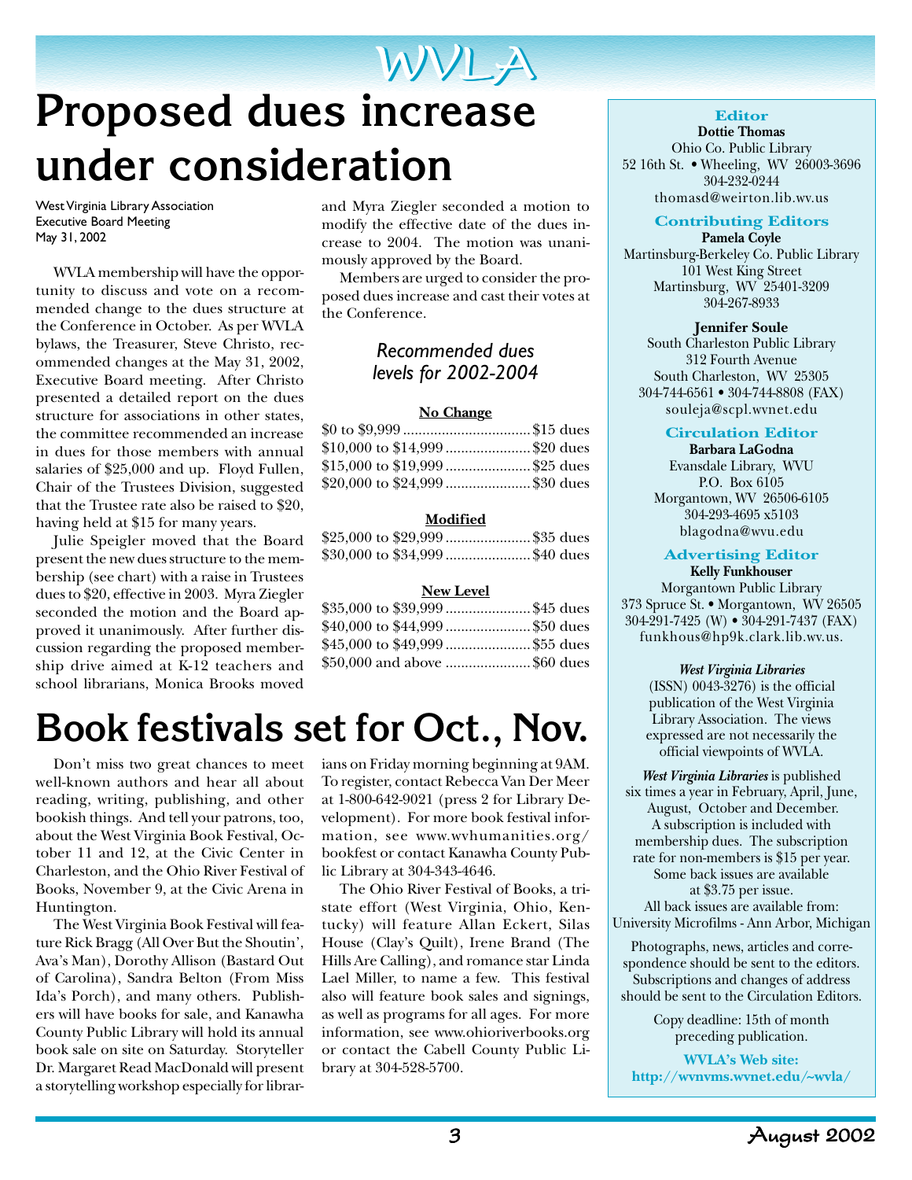# Proposed dues increase under consideration

West Virginia Library Association
Executive Board Meeting
May 31, 2002

WVLA membership will have the opportunity to discuss and vote on a recommended change to the dues structure at the Conference in October. As per WVLA bylaws, the Treasurer, Steve Christo, recommended changes at the May 31, 2002, Executive Board meeting. After Christo presented a detailed report on the dues structure for associations in other states, the committee recommended an increase in dues for those members with annual salaries of $25,000 and up. Floyd Fullen, Chair of the Trustees Division, suggested that the Trustee rate also be raised to $20, having held at $15 for many years.

Julie Speigler moved that the Board present the new dues structure to the membership (see chart) with a raise in Trustees dues to $20, effective in 2003. Myra Ziegler seconded the motion and the Board approved it unanimously. After further discussion regarding the proposed membership drive aimed at K-12 teachers and school librarians, Monica Brooks moved and Myra Ziegler seconded a motion to modify the effective date of the dues increase to 2004. The motion was unanimously approved by the Board.

Members are urged to consider the proposed dues increase and cast their votes at the Conference.

### *Recommended dues levels for 2002-2004*

| Salary | Dues |
|---|---|
| **No Change** | |
| $0 to $9,999 | $15 dues |
| $10,000 to $14,999 | $20 dues |
| $15,000 to $19,999 | $25 dues |
| $20,000 to $24,999 | $30 dues |
| **Modified** | |
| $25,000 to $29,999 | $35 dues |
| $30,000 to $34,999 | $40 dues |
| **New Level** | |
| $35,000 to $39,999 | $45 dues |
| $40,000 to $44,999 | $50 dues |
| $45,000 to $49,999 | $55 dues |
| $50,000 and above | $60 dues |

# Book festivals set for Oct., Nov.

Don't miss two great chances to meet well-known authors and hear all about reading, writing, publishing, and other bookish things. And tell your patrons, too, about the West Virginia Book Festival, October 11 and 12, at the Civic Center in Charleston, and the Ohio River Festival of Books, November 9, at the Civic Arena in Huntington.

The West Virginia Book Festival will feature Rick Bragg (All Over But the Shoutin', Ava's Man), Dorothy Allison (Bastard Out of Carolina), Sandra Belton (From Miss Ida's Porch), and many others. Publishers will have books for sale, and Kanawha County Public Library will hold its annual book sale on site on Saturday. Storyteller Dr. Margaret Read MacDonald will present a storytelling workshop especially for librarians on Friday morning beginning at 9AM. To register, contact Rebecca Van Der Meer at 1-800-642-9021 (press 2 for Library Development). For more book festival information, see www.wvhumanities.org/bookfest or contact Kanawha County Public Library at 304-343-4646.

The Ohio River Festival of Books, a tri-state effort (West Virginia, Ohio, Kentucky) will feature Allan Eckert, Silas House (Clay's Quilt), Irene Brand (The Hills Are Calling), and romance star Linda Lael Miller, to name a few. This festival also will feature book sales and signings, as well as programs for all ages. For more information, see www.ohioriverbooks.org or contact the Cabell County Public Library at 304-528-5700.

---

**Editor**
**Dottie Thomas**
Ohio Co. Public Library
52 16th St. • Wheeling, WV 26003-3696
304-232-0244
thomasd@weirton.lib.wv.us

**Contributing Editors**
**Pamela Coyle**
Martinsburg-Berkeley Co. Public Library
101 West King Street
Martinsburg, WV 25401-3209
304-267-8933

**Jennifer Soule**
South Charleston Public Library
312 Fourth Avenue
South Charleston, WV 25305
304-744-6561 • 304-744-8808 (FAX)
souleja@scpl.wvnet.edu

**Circulation Editor**
**Barbara LaGodna**
Evansdale Library, WVU
P.O. Box 6105
Morgantown, WV 26506-6105
304-293-4695 x5103
blagodna@wvu.edu

**Advertising Editor**
**Kelly Funkhouser**
Morgantown Public Library
373 Spruce St. • Morgantown, WV 26505
304-291-7425 (W) • 304-291-7437 (FAX)
funkhous@hp9k.clark.lib.wv.us.

***West Virginia Libraries*** (ISSN) 0043-3276) is the official publication of the West Virginia Library Association. The views expressed are not necessarily the official viewpoints of WVLA.

***West Virginia Libraries*** is published six times a year in February, April, June, August, October and December. A subscription is included with membership dues. The subscription rate for non-members is $15 per year. Some back issues are available at $3.75 per issue. All back issues are available from: University Microfilms - Ann Arbor, Michigan

Photographs, news, articles and correspondence should be sent to the editors. Subscriptions and changes of address should be sent to the Circulation Editors.

Copy deadline: 15th of month preceding publication.

**WVLA's Web site:**
**http://wvnvms.wvnet.edu/~wvla/**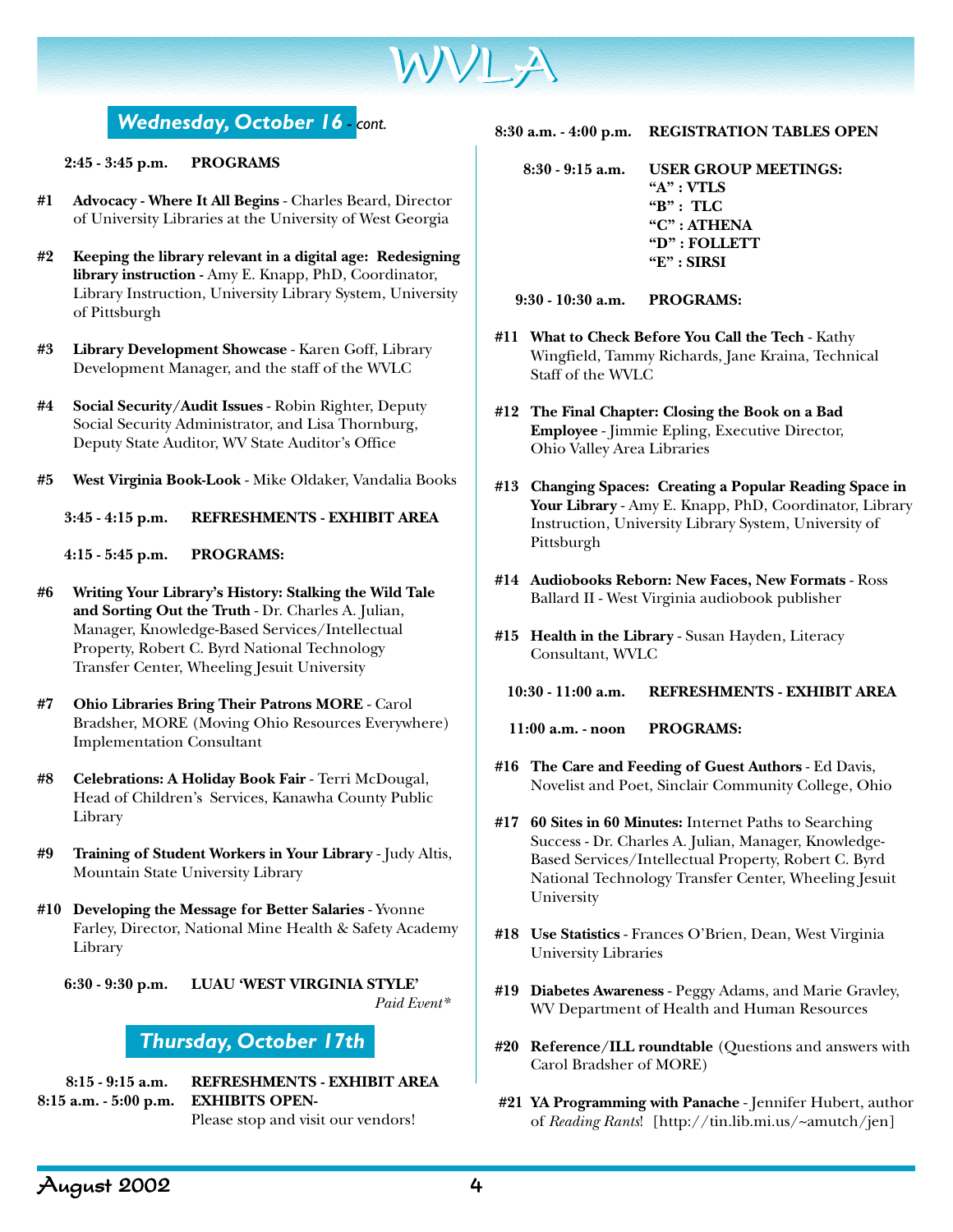## Wednesday, October 16 - *cont.*

**2:45 - 3:45 p.m. PROGRAMS**

**#1 Advocacy - Where It All Begins** - Charles Beard, Director of University Libraries at the University of West Georgia

**#2 Keeping the library relevant in a digital age: Redesigning library instruction** - Amy E. Knapp, PhD, Coordinator, Library Instruction, University Library System, University of Pittsburgh

**#3 Library Development Showcase** - Karen Goff, Library Development Manager, and the staff of the WVLC

**#4 Social Security/Audit Issues** - Robin Righter, Deputy Social Security Administrator, and Lisa Thornburg, Deputy State Auditor, WV State Auditor's Office

**#5 West Virginia Book-Look** - Mike Oldaker, Vandalia Books

**3:45 - 4:15 p.m. REFRESHMENTS - EXHIBIT AREA**

**4:15 - 5:45 p.m. PROGRAMS:**

**#6 Writing Your Library's History: Stalking the Wild Tale and Sorting Out the Truth** - Dr. Charles A. Julian, Manager, Knowledge-Based Services/Intellectual Property, Robert C. Byrd National Technology Transfer Center, Wheeling Jesuit University

**#7 Ohio Libraries Bring Their Patrons MORE** - Carol Bradsher, MORE (Moving Ohio Resources Everywhere) Implementation Consultant

**#8 Celebrations: A Holiday Book Fair** - Terri McDougal, Head of Children's Services, Kanawha County Public Library

**#9 Training of Student Workers in Your Library** - Judy Altis, Mountain State University Library

**#10 Developing the Message for Better Salaries** - Yvonne Farley, Director, National Mine Health & Safety Academy Library

**6:30 - 9:30 p.m. LUAU 'WEST VIRGINIA STYLE'**
*Paid Event**

## Thursday, October 17th

**8:15 - 9:15 a.m. REFRESHMENTS - EXHIBIT AREA**

**8:15 a.m. - 5:00 p.m. EXHIBITS OPEN-**
Please stop and visit our vendors!

**8:30 a.m. - 4:00 p.m. REGISTRATION TABLES OPEN**

**8:30 - 9:15 a.m. USER GROUP MEETINGS:**
**"A" : VTLS**
**"B" : TLC**
**"C" : ATHENA**
**"D" : FOLLETT**
**"E" : SIRSI**

**9:30 - 10:30 a.m. PROGRAMS:**

**#11 What to Check Before You Call the Tech** - Kathy Wingfield, Tammy Richards, Jane Kraina, Technical Staff of the WVLC

**#12 The Final Chapter: Closing the Book on a Bad Employee** - Jimmie Epling, Executive Director, Ohio Valley Area Libraries

**#13 Changing Spaces: Creating a Popular Reading Space in Your Library** - Amy E. Knapp, PhD, Coordinator, Library Instruction, University Library System, University of Pittsburgh

**#14 Audiobooks Reborn: New Faces, New Formats** - Ross Ballard II - West Virginia audiobook publisher

**#15 Health in the Library** - Susan Hayden, Literacy Consultant, WVLC

**10:30 - 11:00 a.m. REFRESHMENTS - EXHIBIT AREA**

**11:00 a.m. - noon PROGRAMS:**

**#16 The Care and Feeding of Guest Authors** - Ed Davis, Novelist and Poet, Sinclair Community College, Ohio

**#17 60 Sites in 60 Minutes:** Internet Paths to Searching Success - Dr. Charles A. Julian, Manager, Knowledge-Based Services/Intellectual Property, Robert C. Byrd National Technology Transfer Center, Wheeling Jesuit University

**#18 Use Statistics** - Frances O'Brien, Dean, West Virginia University Libraries

**#19 Diabetes Awareness** - Peggy Adams, and Marie Gravley, WV Department of Health and Human Resources

**#20 Reference/ILL roundtable** (Questions and answers with Carol Bradsher of MORE)

**#21 YA Programming with Panache** - Jennifer Hubert, author of *Reading Rants*! [http://tin.lib.mi.us/~amutch/jen]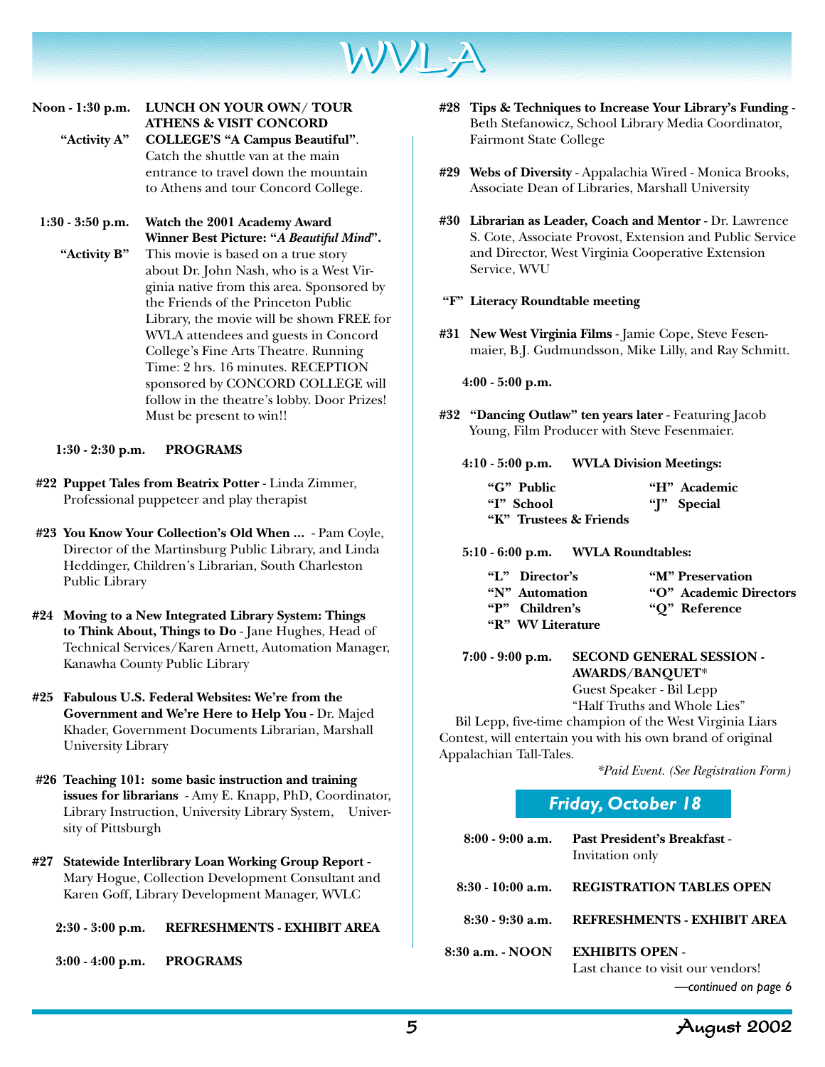# WVLA

**Noon - 1:30 p.m.** **LUNCH ON YOUR OWN/ TOUR ATHENS & VISIT CONCORD COLLEGE'S "A Campus Beautiful"**.

**"Activity A"** Catch the shuttle van at the main entrance to travel down the mountain to Athens and tour Concord College.

**1:30 - 3:50 p.m.** **Watch the 2001 Academy Award Winner Best Picture: "*A Beautiful Mind*".**

**"Activity B"** This movie is based on a true story about Dr. John Nash, who is a West Virginia native from this area. Sponsored by the Friends of the Princeton Public Library, the movie will be shown FREE for WVLA attendees and guests in Concord College's Fine Arts Theatre. Running Time: 2 hrs. 16 minutes. RECEPTION sponsored by CONCORD COLLEGE will follow in the theatre's lobby. Door Prizes! Must be present to win!!

**1:30 - 2:30 p.m.** **PROGRAMS**

**#22 Puppet Tales from Beatrix Potter -** Linda Zimmer, Professional puppeteer and play therapist

**#23 You Know Your Collection's Old When ...** - Pam Coyle, Director of the Martinsburg Public Library, and Linda Heddinger, Children's Librarian, South Charleston Public Library

**#24 Moving to a New Integrated Library System: Things to Think About, Things to Do** - Jane Hughes, Head of Technical Services/Karen Arnett, Automation Manager, Kanawha County Public Library

**#25 Fabulous U.S. Federal Websites: We're from the Government and We're Here to Help You** - Dr. Majed Khader, Government Documents Librarian, Marshall University Library

**#26 Teaching 101: some basic instruction and training issues for librarians** - Amy E. Knapp, PhD, Coordinator, Library Instruction, University Library System, University of Pittsburgh

**#27 Statewide Interlibrary Loan Working Group Report** - Mary Hogue, Collection Development Consultant and Karen Goff, Library Development Manager, WVLC

**2:30 - 3:00 p.m.** **REFRESHMENTS - EXHIBIT AREA**

**3:00 - 4:00 p.m.** **PROGRAMS**

**#28 Tips & Techniques to Increase Your Library's Funding** - Beth Stefanowicz, School Library Media Coordinator, Fairmont State College

**#29 Webs of Diversity** - Appalachia Wired - Monica Brooks, Associate Dean of Libraries, Marshall University

**#30 Librarian as Leader, Coach and Mentor** - Dr. Lawrence S. Cote, Associate Provost, Extension and Public Service and Director, West Virginia Cooperative Extension Service, WVU

**"F" Literacy Roundtable meeting**

**#31 New West Virginia Films** - Jamie Cope, Steve Fesenmaier, B.J. Gudmundsson, Mike Lilly, and Ray Schmitt.

**4:00 - 5:00 p.m.**

**#32 "Dancing Outlaw" ten years later** - Featuring Jacob Young, Film Producer with Steve Fesenmaier.

**4:10 - 5:00 p.m.** **WVLA Division Meetings:**

- **"G" Public**
- **"H" Academic**
- **"I" School**
- **"J" Special**
- **"K" Trustees & Friends**

**5:10 - 6:00 p.m.** **WVLA Roundtables:**

- **"L" Director's**
- **"M" Preservation**
- **"N" Automation**
- **"O" Academic Directors**
- **"P" Children's**
- **"Q" Reference**
- **"R" WV Literature**

**7:00 - 9:00 p.m.** **SECOND GENERAL SESSION - AWARDS/BANQUET***
Guest Speaker - Bil Lepp
"Half Truths and Whole Lies"

Bil Lepp, five-time champion of the West Virginia Liars Contest, will entertain you with his own brand of original Appalachian Tall-Tales.

*\*Paid Event. (See Registration Form)*

## *Friday, October 18*

**8:00 - 9:00 a.m.** **Past President's Breakfast** - Invitation only

**8:30 - 10:00 a.m.** **REGISTRATION TABLES OPEN**

**8:30 - 9:30 a.m.** **REFRESHMENTS - EXHIBIT AREA**

**8:30 a.m. - NOON** **EXHIBITS OPEN** - Last chance to visit our vendors!

*—continued on page 6*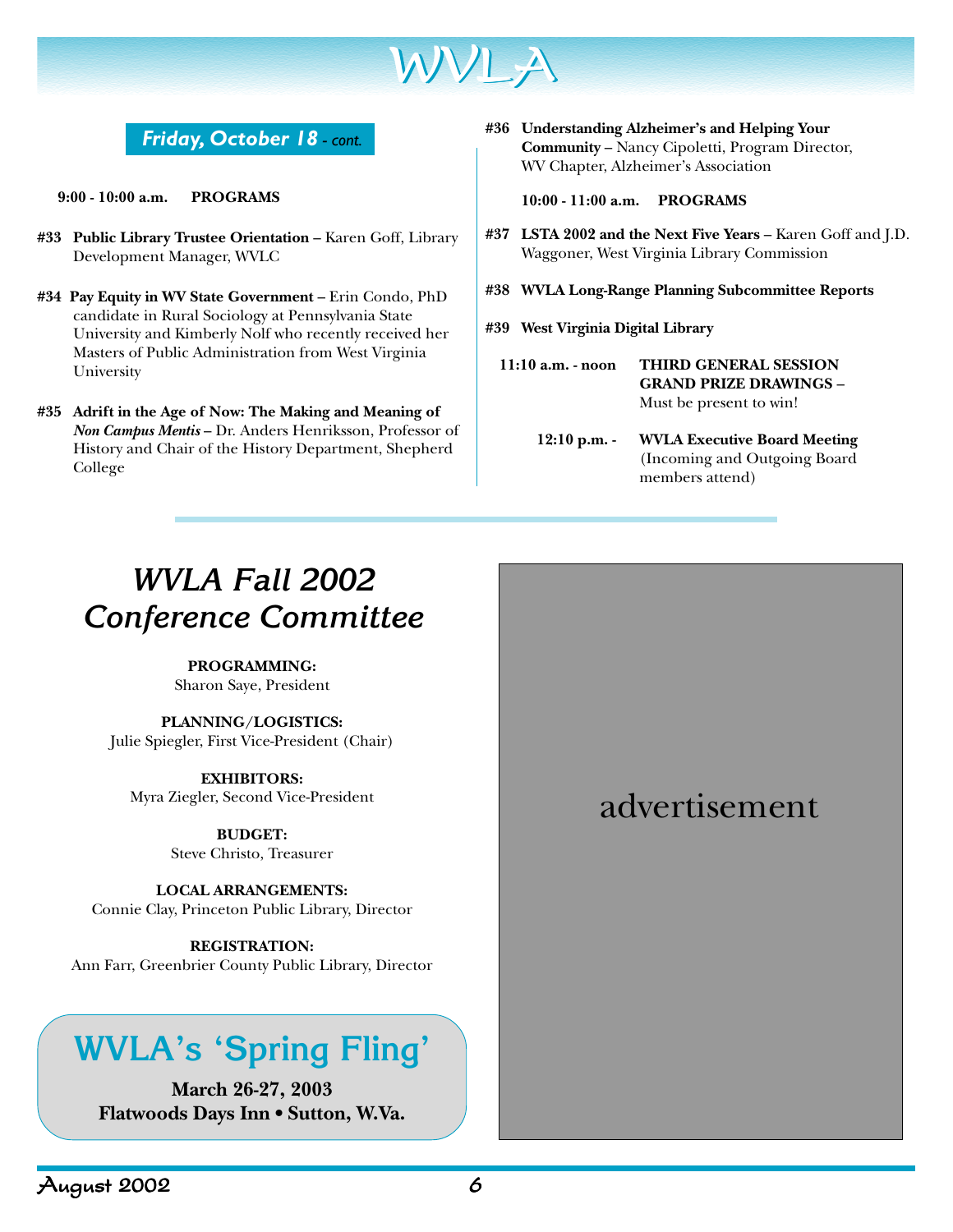## Friday, October 18 - *cont.*

**9:00 - 10:00 a.m. PROGRAMS**

**#33 Public Library Trustee Orientation** – Karen Goff, Library Development Manager, WVLC

**#34 Pay Equity in WV State Government** – Erin Condo, PhD candidate in Rural Sociology at Pennsylvania State University and Kimberly Nolf who recently received her Masters of Public Administration from West Virginia University

**#35 Adrift in the Age of Now: The Making and Meaning of *Non Campus Mentis*** – Dr. Anders Henriksson, Professor of History and Chair of the History Department, Shepherd College

**#36 Understanding Alzheimer's and Helping Your Community** – Nancy Cipoletti, Program Director, WV Chapter, Alzheimer's Association

**10:00 - 11:00 a.m. PROGRAMS**

**#37 LSTA 2002 and the Next Five Years** – Karen Goff and J.D. Waggoner, West Virginia Library Commission

**#38 WVLA Long-Range Planning Subcommittee Reports**

**#39 West Virginia Digital Library**

**11:10 a.m. - noon** **THIRD GENERAL SESSION GRAND PRIZE DRAWINGS –** Must be present to win!

**12:10 p.m. -** **WVLA Executive Board Meeting** (Incoming and Outgoing Board members attend)

# *WVLA Fall 2002 Conference Committee*

**PROGRAMMING:**
Sharon Saye, President

**PLANNING/LOGISTICS:**
Julie Spiegler, First Vice-President (Chair)

**EXHIBITORS:**
Myra Ziegler, Second Vice-President

**BUDGET:**
Steve Christo, Treasurer

**LOCAL ARRANGEMENTS:**
Connie Clay, Princeton Public Library, Director

**REGISTRATION:**
Ann Farr, Greenbrier County Public Library, Director

## WVLA's 'Spring Fling'

**March 26-27, 2003**
**Flatwoods Days Inn • Sutton, W.Va.**

advertisement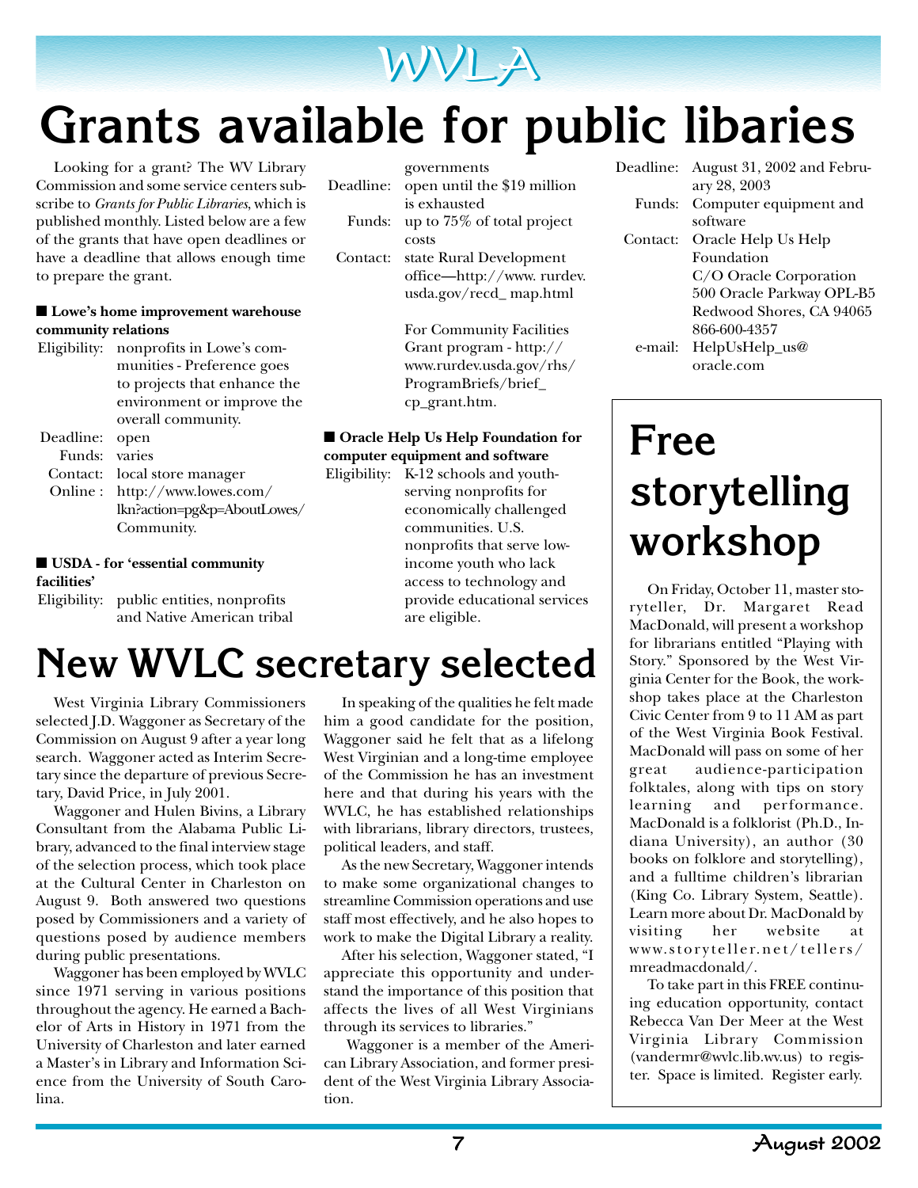# Grants available for public libaries

Looking for a grant? The WV Library Commission and some service centers subscribe to *Grants for Public Libraries*, which is published monthly. Listed below are a few of the grants that have open deadlines or have a deadline that allows enough time to prepare the grant.

■ **Lowe's home improvement warehouse community relations**

Eligibility: nonprofits in Lowe's communities - Preference goes to projects that enhance the environment or improve the overall community.
Deadline: open
Funds: varies
Contact: local store manager
Online : http://www.lowes.com/lkn?action=pg&p=AboutLowes/Community.

■ **USDA - for 'essential community facilities'**

Eligibility: public entities, nonprofits and Native American tribal governments
Deadline: open until the $19 million is exhausted
Funds: up to 75% of total project costs
Contact: state Rural Development office—http://www. rurdev.usda.gov/recd_ map.html

For Community Facilities Grant program - http://www.rurdev.usda.gov/rhs/ProgramBriefs/brief_cp_grant.htm.

■ **Oracle Help Us Help Foundation for computer equipment and software**

Eligibility: K-12 schools and youth-serving nonprofits for economically challenged communities. U.S. nonprofits that serve low-income youth who lack access to technology and provide educational services are eligible.
Deadline: August 31, 2002 and February 28, 2003
Funds: Computer equipment and software
Contact: Oracle Help Us Help Foundation
C/O Oracle Corporation
500 Oracle Parkway OPL-B5
Redwood Shores, CA 94065
866-600-4357
e-mail: HelpUsHelp_us@oracle.com

# New WVLC secretary selected

West Virginia Library Commissioners selected J.D. Waggoner as Secretary of the Commission on August 9 after a year long search. Waggoner acted as Interim Secretary since the departure of previous Secretary, David Price, in July 2001.

Waggoner and Hulen Bivins, a Library Consultant from the Alabama Public Library, advanced to the final interview stage of the selection process, which took place at the Cultural Center in Charleston on August 9. Both answered two questions posed by Commissioners and a variety of questions posed by audience members during public presentations.

Waggoner has been employed by WVLC since 1971 serving in various positions throughout the agency. He earned a Bachelor of Arts in History in 1971 from the University of Charleston and later earned a Master's in Library and Information Science from the University of South Carolina.

In speaking of the qualities he felt made him a good candidate for the position, Waggoner said he felt that as a lifelong West Virginian and a long-time employee of the Commission he has an investment here and that during his years with the WVLC, he has established relationships with librarians, library directors, trustees, political leaders, and staff.

As the new Secretary, Waggoner intends to make some organizational changes to streamline Commission operations and use staff most effectively, and he also hopes to work to make the Digital Library a reality.

After his selection, Waggoner stated, "I appreciate this opportunity and understand the importance of this position that affects the lives of all West Virginians through its services to libraries."

Waggoner is a member of the American Library Association, and former president of the West Virginia Library Association.

# Free storytelling workshop

On Friday, October 11, master storyteller, Dr. Margaret Read MacDonald, will present a workshop for librarians entitled "Playing with Story." Sponsored by the West Virginia Center for the Book, the workshop takes place at the Charleston Civic Center from 9 to 11 AM as part of the West Virginia Book Festival. MacDonald will pass on some of her great audience-participation folktales, along with tips on story learning and performance. MacDonald is a folklorist (Ph.D., Indiana University), an author (30 books on folklore and storytelling), and a fulltime children's librarian (King Co. Library System, Seattle). Learn more about Dr. MacDonald by visiting her website at www.storyteller.net/tellers/mreadmacdonald/.

To take part in this FREE continuing education opportunity, contact Rebecca Van Der Meer at the West Virginia Library Commission (vandermr@wvlc.lib.wv.us) to register. Space is limited. Register early.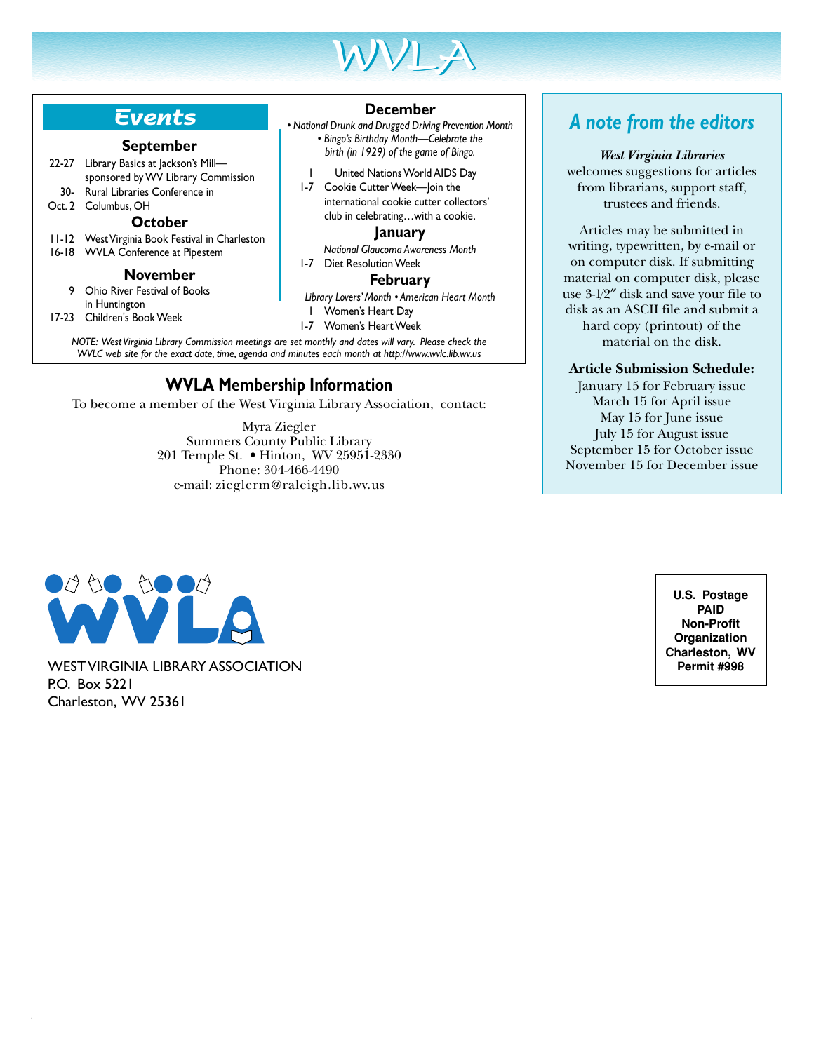# WVLA

## Events

### September

22-27 Library Basics at Jackson's Mill—sponsored by WV Library Commission

30- Oct. 2 Rural Libraries Conference in Columbus, OH

### October

11-12 West Virginia Book Festival in Charleston

16-18 WVLA Conference at Pipestem

### November

9 Ohio River Festival of Books in Huntington

17-23 Children's Book Week

### December

*• National Drunk and Drugged Driving Prevention Month*

*• Bingo's Birthday Month—Celebrate the birth (in 1929) of the game of Bingo.*

1 United Nations World AIDS Day

1-7 Cookie Cutter Week—Join the international cookie cutter collectors' club in celebrating…with a cookie.

### January

*National Glaucoma Awareness Month*

1-7 Diet Resolution Week

### February

*Library Lovers' Month • American Heart Month*

1 Women's Heart Day

1-7 Women's Heart Week

*NOTE: West Virginia Library Commission meetings are set monthly and dates will vary. Please check the WVLC web site for the exact date, time, agenda and minutes each month at http://www.wvlc.lib.wv.us*

## WVLA Membership Information

To become a member of the West Virginia Library Association, contact:

Myra Ziegler
Summers County Public Library
201 Temple St. • Hinton, WV 25951-2330
Phone: 304-466-4490
e-mail: zieglerm@raleigh.lib.wv.us

## A note from the editors

***West Virginia Libraries*** welcomes suggestions for articles from librarians, support staff, trustees and friends.

Articles may be submitted in writing, typewritten, by e-mail or on computer disk. If submitting material on computer disk, please use 3-1/2″ disk and save your file to disk as an ASCII file and submit a hard copy (printout) of the material on the disk.

**Article Submission Schedule:**

January 15 for February issue
March 15 for April issue
May 15 for June issue
July 15 for August issue
September 15 for October issue
November 15 for December issue

WEST VIRGINIA LIBRARY ASSOCIATION
P.O. Box 5221
Charleston, WV 25361

**U.S. Postage PAID Non-Profit Organization Charleston, WV Permit #998**